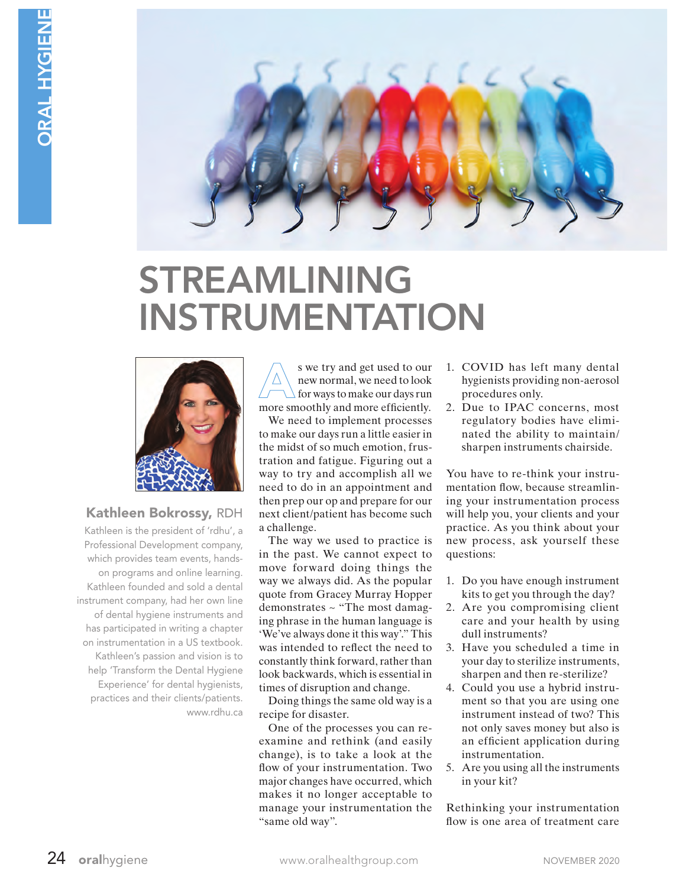# STREAMLINING INSTRUMENTATION

**Kathleen Bokrossy**, RDH

Kathleen is the president of 'rdhu', a Professional Development company, which provides team events, hands-on programs and online learning. Kathleen founded and sold a dental instrument company, had her own line of dental hygiene instruments and has participated in writing a chapter on instrumentation in a US textbook. Kathleen's passion and vision is to help 'Transform the Dental Hygiene Experience' for dental hygienists, practices and their clients/patients. www.rdhu.ca

As we try and get used to our new normal, we need to look for ways to make our days run more smoothly and more efficiently. We need to implement processes to make our days run a little easier in the midst of so much emotion, frustration and fatigue. Figuring out a way to try and accomplish all we need to do in an appointment and then prep our op and prepare for our next client/patient has become such a challenge.

The way we used to practice is in the past. We cannot expect to move forward doing things the way we always did. As the popular quote from Gracey Murray Hopper demonstrates ~ "The most damaging phrase in the human language is 'We've always done it this way'." This was intended to reflect the need to constantly think forward, rather than look backwards, which is essential in times of disruption and change.

Doing things the same old way is a recipe for disaster.

One of the processes you can re-examine and rethink (and easily change), is to take a look at the flow of your instrumentation. Two major changes have occurred, which makes it no longer acceptable to manage your instrumentation the "same old way".

1. COVID has left many dental hygienists providing non-aerosol procedures only.
2. Due to IPAC concerns, most regulatory bodies have eliminated the ability to maintain/sharpen instruments chairside.

You have to re-think your instrumentation flow, because streamlining your instrumentation process will help you, your clients and your practice. As you think about your new process, ask yourself these questions:

1. Do you have enough instrument kits to get you through the day?
2. Are you compromising client care and your health by using dull instruments?
3. Have you scheduled a time in your day to sterilize instruments, sharpen and then re-sterilize?
4. Could you use a hybrid instrument so that you are using one instrument instead of two? This not only saves money but also is an efficient application during instrumentation.
5. Are you using all the instruments in your kit?

Rethinking your instrumentation flow is one area of treatment care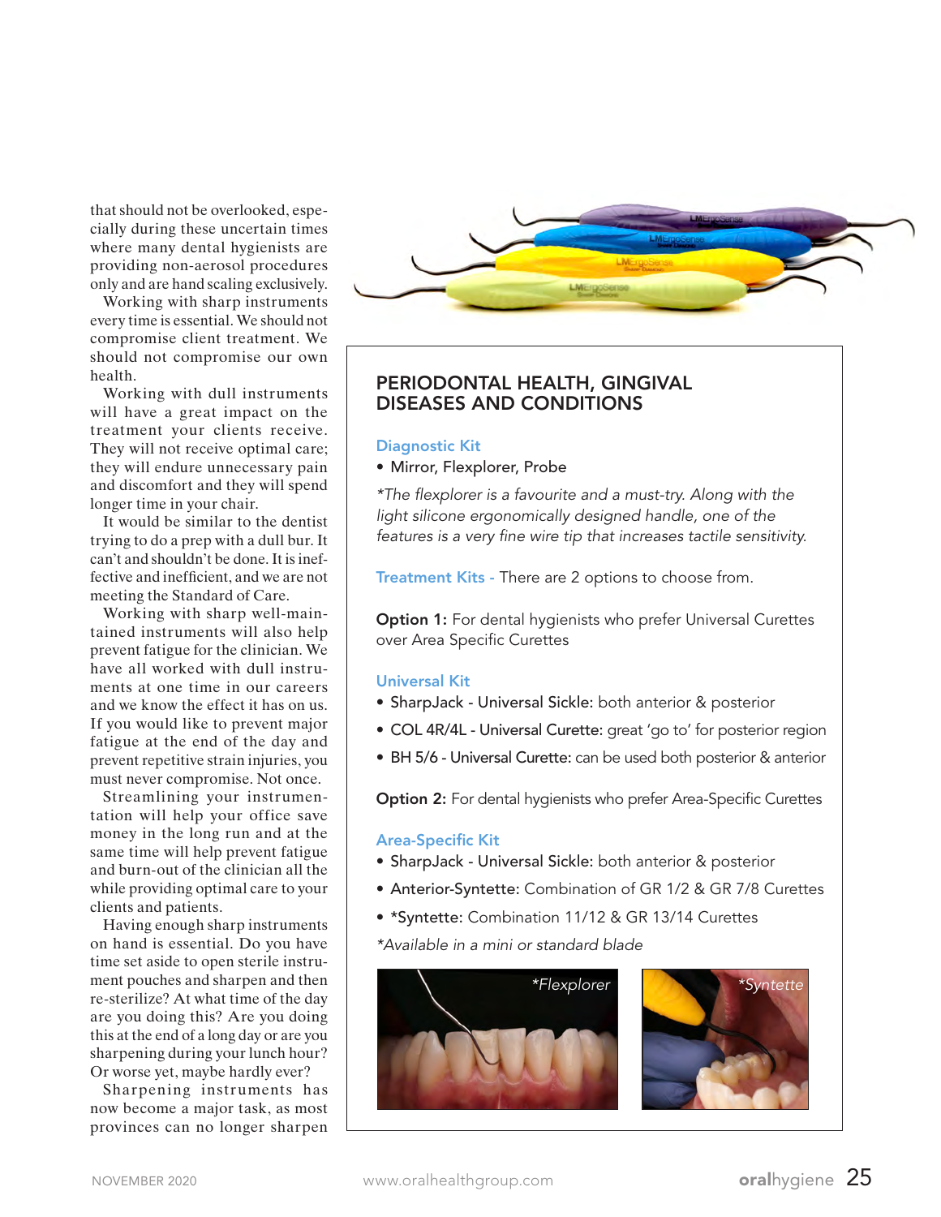that should not be overlooked, especially during these uncertain times where many dental hygienists are providing non-aerosol procedures only and are hand scaling exclusively.

Working with sharp instruments every time is essential. We should not compromise client treatment. We should not compromise our own health.

Working with dull instruments will have a great impact on the treatment your clients receive. They will not receive optimal care; they will endure unnecessary pain and discomfort and they will spend longer time in your chair.

It would be similar to the dentist trying to do a prep with a dull bur. It can't and shouldn't be done. It is ineffective and inefficient, and we are not meeting the Standard of Care.

Working with sharp well-maintained instruments will also help prevent fatigue for the clinician. We have all worked with dull instruments at one time in our careers and we know the effect it has on us. If you would like to prevent major fatigue at the end of the day and prevent repetitive strain injuries, you must never compromise. Not once.

Streamlining your instrumentation will help your office save money in the long run and at the same time will help prevent fatigue and burn-out of the clinician all the while providing optimal care to your clients and patients.

Having enough sharp instruments on hand is essential. Do you have time set aside to open sterile instrument pouches and sharpen and then re-sterilize? At what time of the day are you doing this? Are you doing this at the end of a long day or are you sharpening during your lunch hour? Or worse yet, maybe hardly ever?

Sharpening instruments has now become a major task, as most provinces can no longer sharpen

## PERIODONTAL HEALTH, GINGIVAL DISEASES AND CONDITIONS

### Diagnostic Kit

- Mirror, Flexplorer, Probe

*\*The flexplorer is a favourite and a must-try. Along with the light silicone ergonomically designed handle, one of the features is a very fine wire tip that increases tactile sensitivity.*

**Treatment Kits -** There are 2 options to choose from.

**Option 1:** For dental hygienists who prefer Universal Curettes over Area Specific Curettes

### Universal Kit

- SharpJack - **Universal Sickle:** both anterior & posterior
- COL 4R/4L - **Universal Curette:** great 'go to' for posterior region
- BH 5/6 - **Universal Curette:** can be used both posterior & anterior

**Option 2:** For dental hygienists who prefer Area-Specific Curettes

### Area-Specific Kit

- SharpJack - **Universal Sickle:** both anterior & posterior
- **Anterior-Syntette:** Combination of GR 1/2 & GR 7/8 Curettes
- **\*Syntette:** Combination 11/12 & GR 13/14 Curettes

*\*Available in a mini or standard blade*

*\*Flexplorer*

*\*Syntette*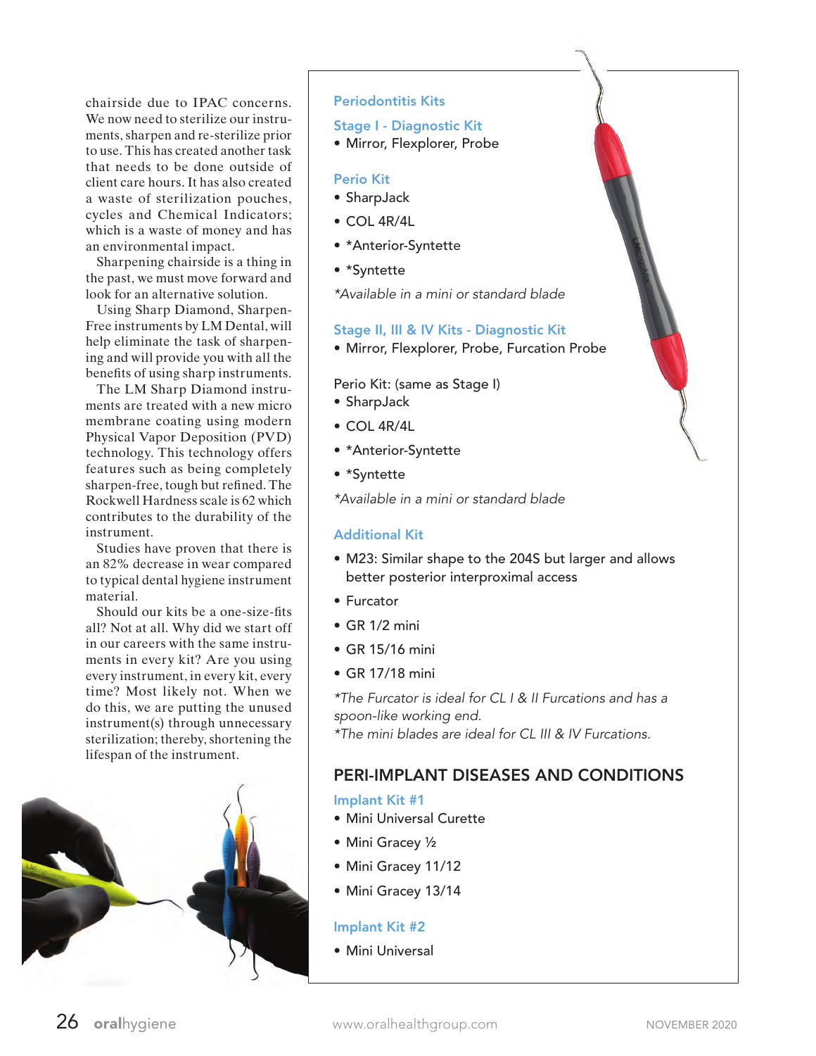chairside due to IPAC concerns. We now need to sterilize our instruments, sharpen and re-sterilize prior to use. This has created another task that needs to be done outside of client care hours. It has also created a waste of sterilization pouches, cycles and Chemical Indicators; which is a waste of money and has an environmental impact.

Sharpening chairside is a thing in the past, we must move forward and look for an alternative solution.

Using Sharp Diamond, Sharpen-Free instruments by LM Dental, will help eliminate the task of sharpening and will provide you with all the benefits of using sharp instruments.

The LM Sharp Diamond instruments are treated with a new micro membrane coating using modern Physical Vapor Deposition (PVD) technology. This technology offers features such as being completely sharpen-free, tough but refined. The Rockwell Hardness scale is 62 which contributes to the durability of the instrument.

Studies have proven that there is an 82% decrease in wear compared to typical dental hygiene instrument material.

Should our kits be a one-size-fits all? Not at all. Why did we start off in our careers with the same instruments in every kit? Are you using every instrument, in every kit, every time? Most likely not. When we do this, we are putting the unused instrument(s) through unnecessary sterilization; thereby, shortening the lifespan of the instrument.

### Periodontitis Kits

#### Stage I - Diagnostic Kit

- Mirror, Flexplorer, Probe

#### Perio Kit

- SharpJack
- COL 4R/4L
- *Anterior-Syntette
- *Syntette

*\*Available in a mini or standard blade*

#### Stage II, III & IV Kits - Diagnostic Kit

- Mirror, Flexplorer, Probe, Furcation Probe

Perio Kit: (same as Stage I)

- SharpJack
- COL 4R/4L
- *Anterior-Syntette
- *Syntette

*\*Available in a mini or standard blade*

#### Additional Kit

- M23: Similar shape to the 204S but larger and allows better posterior interproximal access
- Furcator
- GR 1/2 mini
- GR 15/16 mini
- GR 17/18 mini

*\*The Furcator is ideal for CL I & II Furcations and has a spoon-like working end.*
*\*The mini blades are ideal for CL III & IV Furcations.*

### PERI-IMPLANT DISEASES AND CONDITIONS

#### Implant Kit #1

- Mini Universal Curette
- Mini Gracey ½
- Mini Gracey 11/12
- Mini Gracey 13/14

#### Implant Kit #2

- Mini Universal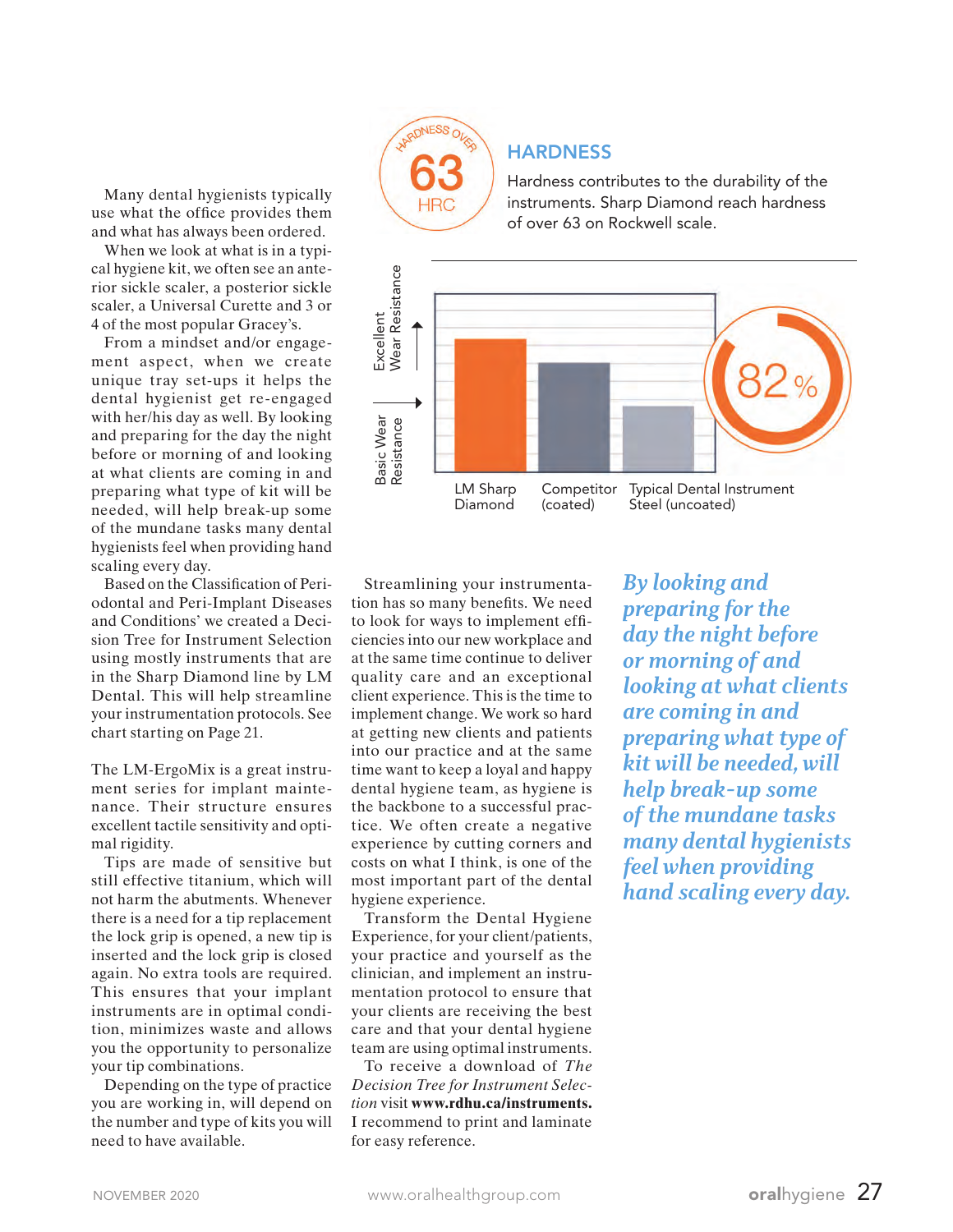Many dental hygienists typically use what the office provides them and what has always been ordered.

When we look at what is in a typical hygiene kit, we often see an anterior sickle scaler, a posterior sickle scaler, a Universal Curette and 3 or 4 of the most popular Gracey's.

From a mindset and/or engagement aspect, when we create unique tray set-ups it helps the dental hygienist get re-engaged with her/his day as well. By looking and preparing for the day the night before or morning of and looking at what clients are coming in and preparing what type of kit will be needed, will help break-up some of the mundane tasks many dental hygienists feel when providing hand scaling every day.

Based on the Classification of Periodontal and Peri-Implant Diseases and Conditions' we created a Decision Tree for Instrument Selection using mostly instruments that are in the Sharp Diamond line by LM Dental. This will help streamline your instrumentation protocols. See chart starting on Page 21.

The LM-ErgoMix is a great instrument series for implant maintenance. Their structure ensures excellent tactile sensitivity and optimal rigidity.

Tips are made of sensitive but still effective titanium, which will not harm the abutments. Whenever there is a need for a tip replacement the lock grip is opened, a new tip is inserted and the lock grip is closed again. No extra tools are required. This ensures that your implant instruments are in optimal condition, minimizes waste and allows you the opportunity to personalize your tip combinations.

Depending on the type of practice you are working in, will depend on the number and type of kits you will need to have available.

HARDNESS OVER
63
HRC

## HARDNESS

Hardness contributes to the durability of the instruments. Sharp Diamond reach hardness of over 63 on Rockwell scale.

Excellent Wear Resistance

Basic Wear Resistance

82%

LM Sharp Diamond

Competitor (coated)

Typical Dental Instrument Steel (uncoated)

Streamlining your instrumentation has so many benefits. We need to look for ways to implement efficiencies into our new workplace and at the same time continue to deliver quality care and an exceptional client experience. This is the time to implement change. We work so hard at getting new clients and patients into our practice and at the same time want to keep a loyal and happy dental hygiene team, as hygiene is the backbone to a successful practice. We often create a negative experience by cutting corners and costs on what I think, is one of the most important part of the dental hygiene experience.

Transform the Dental Hygiene Experience, for your client/patients, your practice and yourself as the clinician, and implement an instrumentation protocol to ensure that your clients are receiving the best care and that your dental hygiene team are using optimal instruments.

To receive a download of *The Decision Tree for Instrument Selection* visit **www.rdhu.ca/instruments.** I recommend to print and laminate for easy reference.

***By looking and preparing for the day the night before or morning of and looking at what clients are coming in and preparing what type of kit will be needed, will help break-up some of the mundane tasks many dental hygienists feel when providing hand scaling every day.***